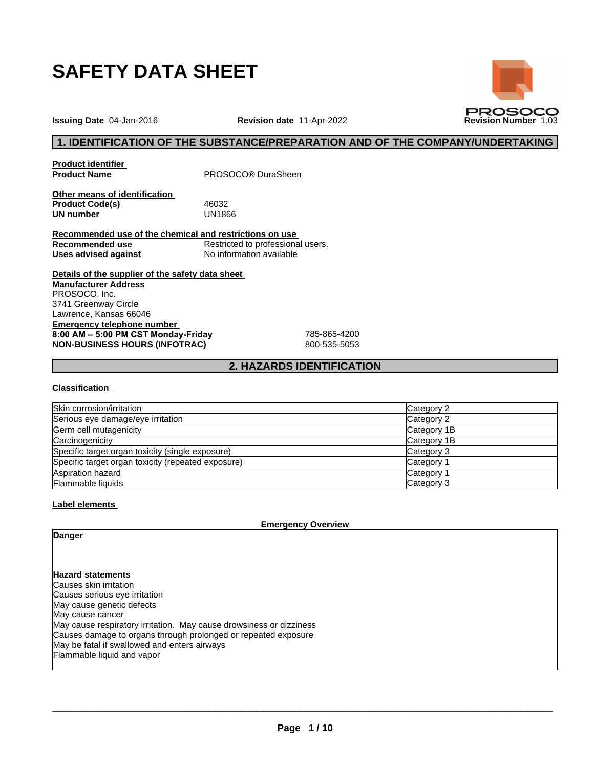# SAFETY DATA SHEET

**Issuing Date** 04-Jan-2016 **Revision date** 11-Apr-2022 **Revision Number** 1.03

PROSOCO

## 1. IDENTIFICATION OF THE SUBSTANCE/PREPARATION AND OF THE COMPANY/UNDERTAKING

**Product identifier**

**Product Name** PROSOCO® DuraSheen

**Other means of identification**

**Product Code(s)** 46032

**UN number** UN1866

**Recommended use of the chemical and restrictions on use**

**Recommended use** Restricted to professional users.

**Uses advised against** No information available

**Details of the supplier of the safety data sheet**

**Manufacturer Address**

PROSOCO, Inc.
3741 Greenway Circle
Lawrence, Kansas 66046

**Emergency telephone number**

**8:00 AM – 5:00 PM CST Monday-Friday** 785-865-4200

**NON-BUSINESS HOURS (INFOTRAC)** 800-535-5053

## 2. HAZARDS IDENTIFICATION

**Classification**

| Hazard class | Category |
| --- | --- |
| Skin corrosion/irritation | Category 2 |
| Serious eye damage/eye irritation | Category 2 |
| Germ cell mutagenicity | Category 1B |
| Carcinogenicity | Category 1B |
| Specific target organ toxicity (single exposure) | Category 3 |
| Specific target organ toxicity (repeated exposure) | Category 1 |
| Aspiration hazard | Category 1 |
| Flammable liquids | Category 3 |

**Label elements**

**Emergency Overview**

**Danger**

**Hazard statements**

Causes skin irritation
Causes serious eye irritation
May cause genetic defects
May cause cancer
May cause respiratory irritation. May cause drowsiness or dizziness
Causes damage to organs through prolonged or repeated exposure
May be fatal if swallowed and enters airways
Flammable liquid and vapor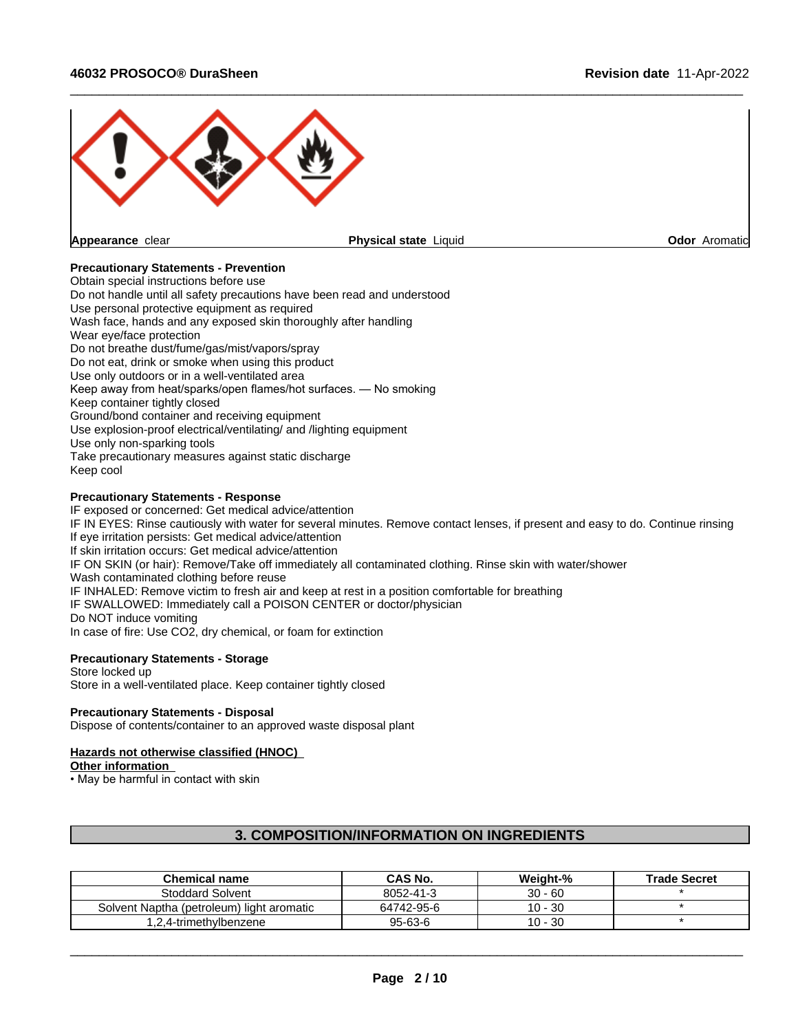| Appearance clear | Physical state Liquid | Odor Aromatic |
|---|---|---|

**Precautionary Statements - Prevention**
Obtain special instructions before use
Do not handle until all safety precautions have been read and understood
Use personal protective equipment as required
Wash face, hands and any exposed skin thoroughly after handling
Wear eye/face protection
Do not breathe dust/fume/gas/mist/vapors/spray
Do not eat, drink or smoke when using this product
Use only outdoors or in a well-ventilated area
Keep away from heat/sparks/open flames/hot surfaces. — No smoking
Keep container tightly closed
Ground/bond container and receiving equipment
Use explosion-proof electrical/ventilating/ and /lighting equipment
Use only non-sparking tools
Take precautionary measures against static discharge
Keep cool

**Precautionary Statements - Response**
IF exposed or concerned: Get medical advice/attention
IF IN EYES: Rinse cautiously with water for several minutes. Remove contact lenses, if present and easy to do. Continue rinsing
If eye irritation persists: Get medical advice/attention
If skin irritation occurs: Get medical advice/attention
IF ON SKIN (or hair): Remove/Take off immediately all contaminated clothing. Rinse skin with water/shower
Wash contaminated clothing before reuse
IF INHALED: Remove victim to fresh air and keep at rest in a position comfortable for breathing
IF SWALLOWED: Immediately call a POISON CENTER or doctor/physician
Do NOT induce vomiting
In case of fire: Use CO2, dry chemical, or foam for extinction

**Precautionary Statements - Storage**
Store locked up
Store in a well-ventilated place. Keep container tightly closed

**Precautionary Statements - Disposal**
Dispose of contents/container to an approved waste disposal plant

**Hazards not otherwise classified (HNOC)**
**Other information**
• May be harmful in contact with skin

## 3. COMPOSITION/INFORMATION ON INGREDIENTS

| Chemical name | CAS No. | Weight-% | Trade Secret |
|---|---|---|---|
| Stoddard Solvent | 8052-41-3 | 30 - 60 | * |
| Solvent Naptha (petroleum) light aromatic | 64742-95-6 | 10 - 30 | * |
| 1,2,4-trimethylbenzene | 95-63-6 | 10 - 30 | * |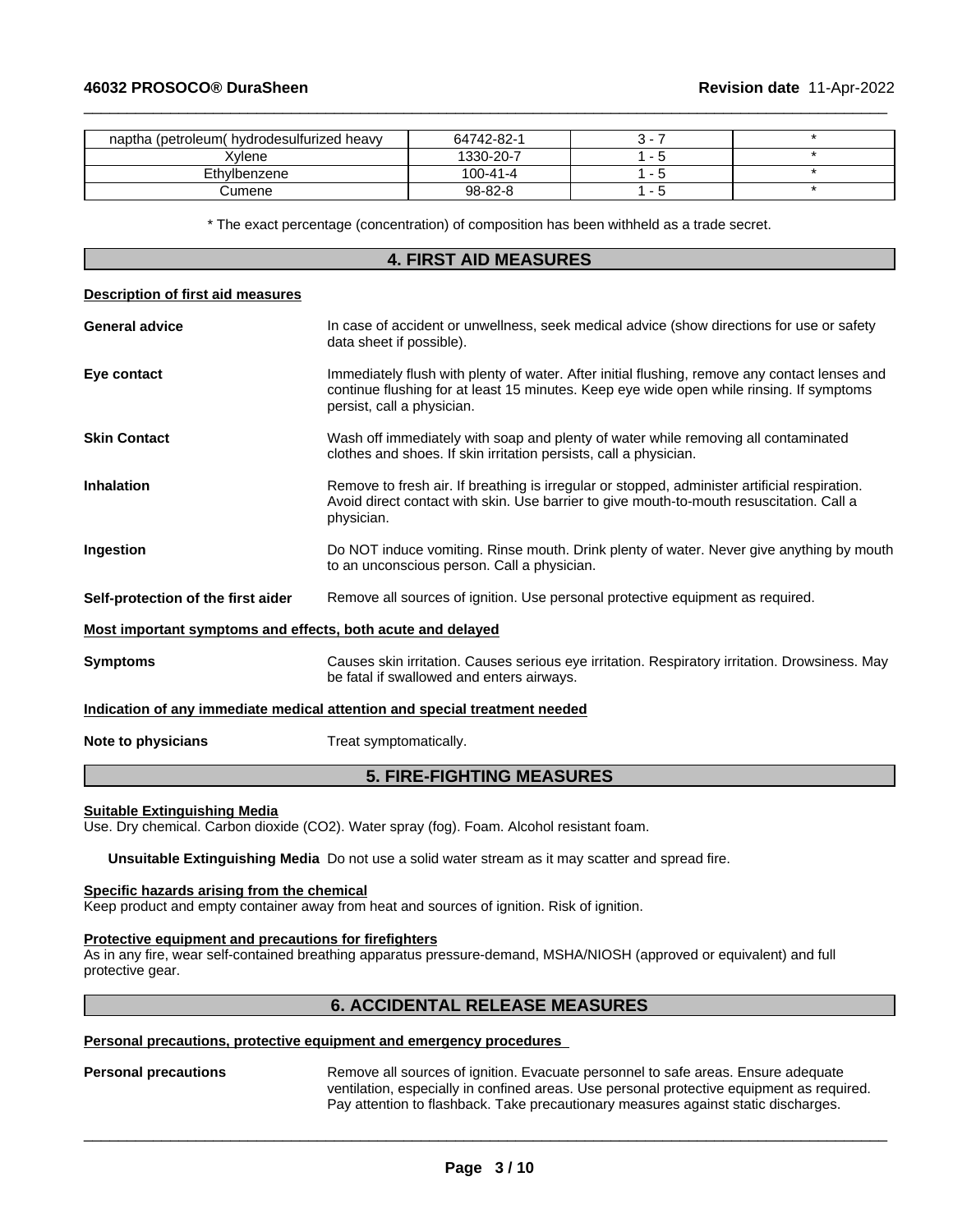| | | | |
|---|---|---|---|
| naptha (petroleum( hydrodesulfurized heavy | 64742-82-1 | 3 - 7 | * |
| Xylene | 1330-20-7 | 1 - 5 | * |
| Ethylbenzene | 100-41-4 | 1 - 5 | * |
| Cumene | 98-82-8 | 1 - 5 | * |

* The exact percentage (concentration) of composition has been withheld as a trade secret.

## 4. FIRST AID MEASURES

**Description of first aid measures**

**General advice** In case of accident or unwellness, seek medical advice (show directions for use or safety data sheet if possible).

**Eye contact** Immediately flush with plenty of water. After initial flushing, remove any contact lenses and continue flushing for at least 15 minutes. Keep eye wide open while rinsing. If symptoms persist, call a physician.

**Skin Contact** Wash off immediately with soap and plenty of water while removing all contaminated clothes and shoes. If skin irritation persists, call a physician.

**Inhalation** Remove to fresh air. If breathing is irregular or stopped, administer artificial respiration. Avoid direct contact with skin. Use barrier to give mouth-to-mouth resuscitation. Call a physician.

**Ingestion** Do NOT induce vomiting. Rinse mouth. Drink plenty of water. Never give anything by mouth to an unconscious person. Call a physician.

**Self-protection of the first aider** Remove all sources of ignition. Use personal protective equipment as required.

**Most important symptoms and effects, both acute and delayed**

**Symptoms** Causes skin irritation. Causes serious eye irritation. Respiratory irritation. Drowsiness. May be fatal if swallowed and enters airways.

**Indication of any immediate medical attention and special treatment needed**

**Note to physicians** Treat symptomatically.

## 5. FIRE-FIGHTING MEASURES

**Suitable Extinguishing Media**

Use. Dry chemical. Carbon dioxide ($CO_2$). Water spray (fog). Foam. Alcohol resistant foam.

**Unsuitable Extinguishing Media** Do not use a solid water stream as it may scatter and spread fire.

**Specific hazards arising from the chemical**

Keep product and empty container away from heat and sources of ignition. Risk of ignition.

**Protective equipment and precautions for firefighters**

As in any fire, wear self-contained breathing apparatus pressure-demand, MSHA/NIOSH (approved or equivalent) and full protective gear.

## 6. ACCIDENTAL RELEASE MEASURES

**Personal precautions, protective equipment and emergency procedures**

**Personal precautions** Remove all sources of ignition. Evacuate personnel to safe areas. Ensure adequate ventilation, especially in confined areas. Use personal protective equipment as required. Pay attention to flashback. Take precautionary measures against static discharges.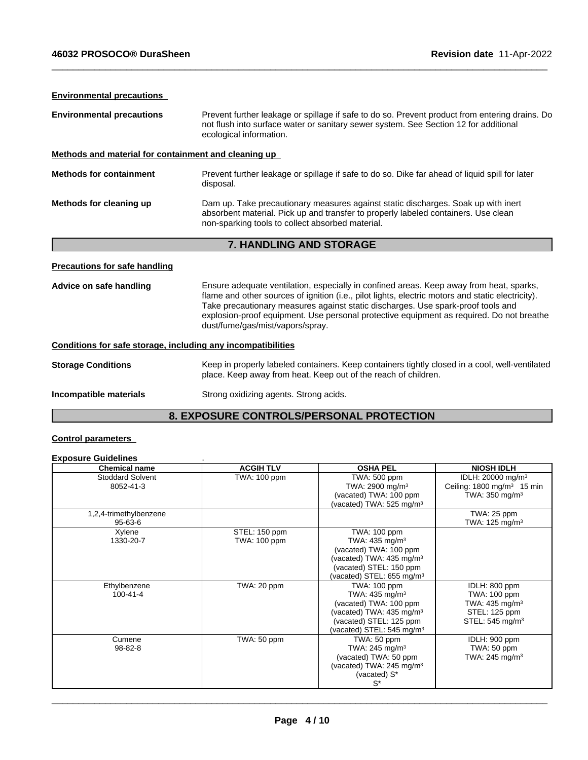**Environmental precautions**

**Environmental precautions** Prevent further leakage or spillage if safe to do so. Prevent product from entering drains. Do not flush into surface water or sanitary sewer system. See Section 12 for additional ecological information.

**Methods and material for containment and cleaning up**

**Methods for containment** Prevent further leakage or spillage if safe to do so. Dike far ahead of liquid spill for later disposal.

**Methods for cleaning up** Dam up. Take precautionary measures against static discharges. Soak up with inert absorbent material. Pick up and transfer to properly labeled containers. Use clean non-sparking tools to collect absorbed material.

## 7. HANDLING AND STORAGE

**Precautions for safe handling**

**Advice on safe handling** Ensure adequate ventilation, especially in confined areas. Keep away from heat, sparks, flame and other sources of ignition (i.e., pilot lights, electric motors and static electricity). Take precautionary measures against static discharges. Use spark-proof tools and explosion-proof equipment. Use personal protective equipment as required. Do not breathe dust/fume/gas/mist/vapors/spray.

**Conditions for safe storage, including any incompatibilities**

**Storage Conditions** Keep in properly labeled containers. Keep containers tightly closed in a cool, well-ventilated place. Keep away from heat. Keep out of the reach of children.

**Incompatible materials** Strong oxidizing agents. Strong acids.

## 8. EXPOSURE CONTROLS/PERSONAL PROTECTION

**Control parameters**

**Exposure Guidelines** .

| Chemical name | ACGIH TLV | OSHA PEL | NIOSH IDLH |
|---|---|---|---|
| Stoddard Solvent 8052-41-3 | TWA: 100 ppm | TWA: 500 ppm<br>TWA: 2900 mg/m³<br>(vacated) TWA: 100 ppm<br>(vacated) TWA: 525 mg/m³ | IDLH: 20000 mg/m³<br>Ceiling: 1800 mg/m³ 15 min<br>TWA: 350 mg/m³ |
| 1,2,4-trimethylbenzene 95-63-6 | | | TWA: 25 ppm<br>TWA: 125 mg/m³ |
| Xylene 1330-20-7 | STEL: 150 ppm<br>TWA: 100 ppm | TWA: 100 ppm<br>TWA: 435 mg/m³<br>(vacated) TWA: 100 ppm<br>(vacated) TWA: 435 mg/m³<br>(vacated) STEL: 150 ppm<br>(vacated) STEL: 655 mg/m³ | |
| Ethylbenzene 100-41-4 | TWA: 20 ppm | TWA: 100 ppm<br>TWA: 435 mg/m³<br>(vacated) TWA: 100 ppm<br>(vacated) TWA: 435 mg/m³<br>(vacated) STEL: 125 ppm<br>(vacated) STEL: 545 mg/m³ | IDLH: 800 ppm<br>TWA: 100 ppm<br>TWA: 435 mg/m³<br>STEL: 125 ppm<br>STEL: 545 mg/m³ |
| Cumene 98-82-8 | TWA: 50 ppm | TWA: 50 ppm<br>TWA: 245 mg/m³<br>(vacated) TWA: 50 ppm<br>(vacated) TWA: 245 mg/m³<br>(vacated) S*<br>S* | IDLH: 900 ppm<br>TWA: 50 ppm<br>TWA: 245 mg/m³ |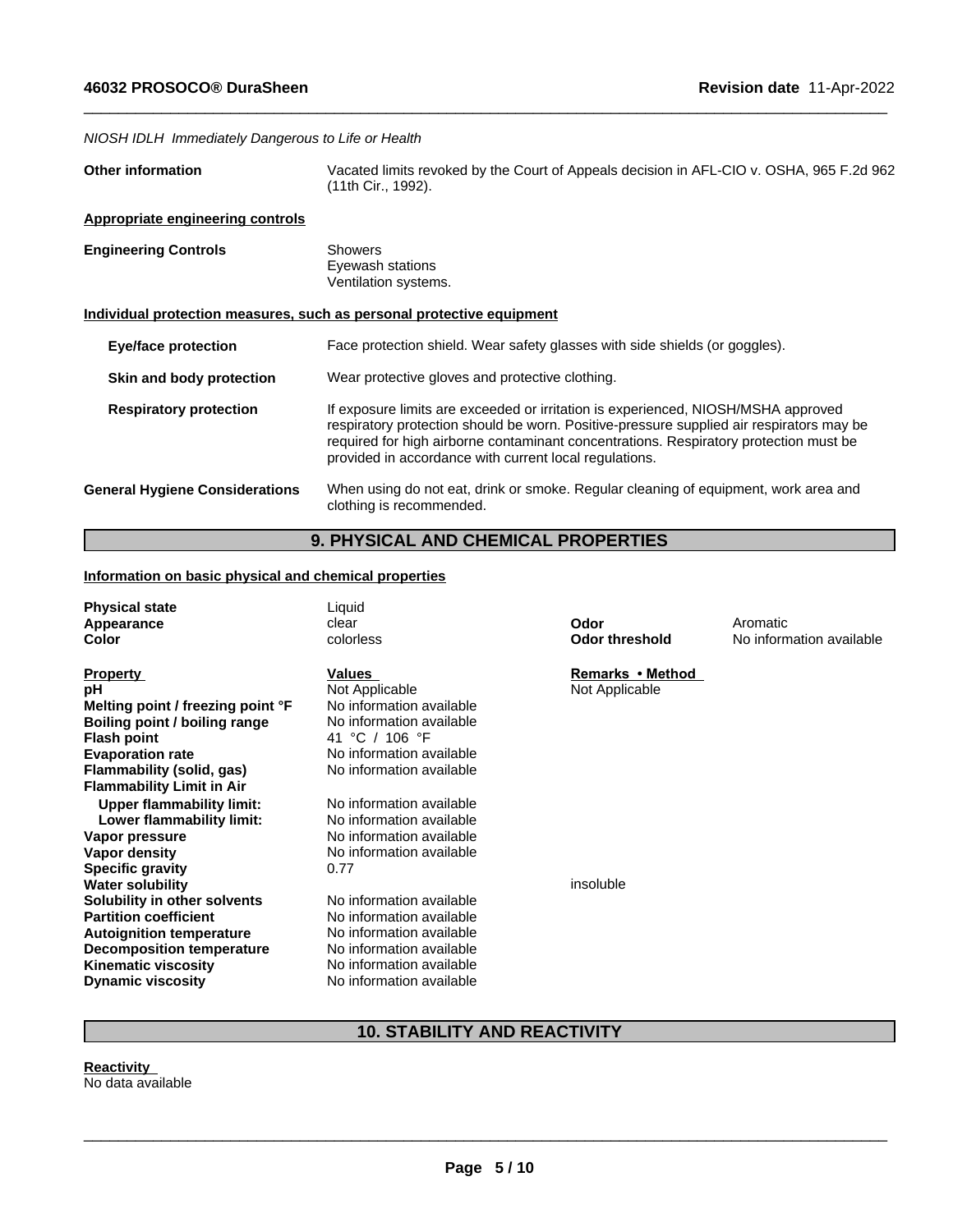*NIOSH IDLH Immediately Dangerous to Life or Health*

**Other information** Vacated limits revoked by the Court of Appeals decision in AFL-CIO v. OSHA, 965 F.2d 962 (11th Cir., 1992).

**Appropriate engineering controls**

**Engineering Controls** Showers
Eyewash stations
Ventilation systems.

**Individual protection measures, such as personal protective equipment**

**Eye/face protection** Face protection shield. Wear safety glasses with side shields (or goggles).

**Skin and body protection** Wear protective gloves and protective clothing.

**Respiratory protection** If exposure limits are exceeded or irritation is experienced, NIOSH/MSHA approved respiratory protection should be worn. Positive-pressure supplied air respirators may be required for high airborne contaminant concentrations. Respiratory protection must be provided in accordance with current local regulations.

**General Hygiene Considerations** When using do not eat, drink or smoke. Regular cleaning of equipment, work area and clothing is recommended.

## 9. PHYSICAL AND CHEMICAL PROPERTIES

**Information on basic physical and chemical properties**

| | | | |
|---|---|---|---|
| **Physical state** | Liquid | | |
| **Appearance** | clear | **Odor** | Aromatic |
| **Color** | colorless | **Odor threshold** | No information available |

| **Property** | **Values** | **Remarks • Method** |
|---|---|---|
| **pH** | Not Applicable | Not Applicable |
| **Melting point / freezing point °F** | No information available | |
| **Boiling point / boiling range** | No information available | |
| **Flash point** | 41 °C / 106 °F | |
| **Evaporation rate** | No information available | |
| **Flammability (solid, gas)** | No information available | |
| **Flammability Limit in Air** | | |
| **Upper flammability limit:** | No information available | |
| **Lower flammability limit:** | No information available | |
| **Vapor pressure** | No information available | |
| **Vapor density** | No information available | |
| **Specific gravity** | 0.77 | |
| **Water solubility** | | insoluble |
| **Solubility in other solvents** | No information available | |
| **Partition coefficient** | No information available | |
| **Autoignition temperature** | No information available | |
| **Decomposition temperature** | No information available | |
| **Kinematic viscosity** | No information available | |
| **Dynamic viscosity** | No information available | |

## 10. STABILITY AND REACTIVITY

**Reactivity**
No data available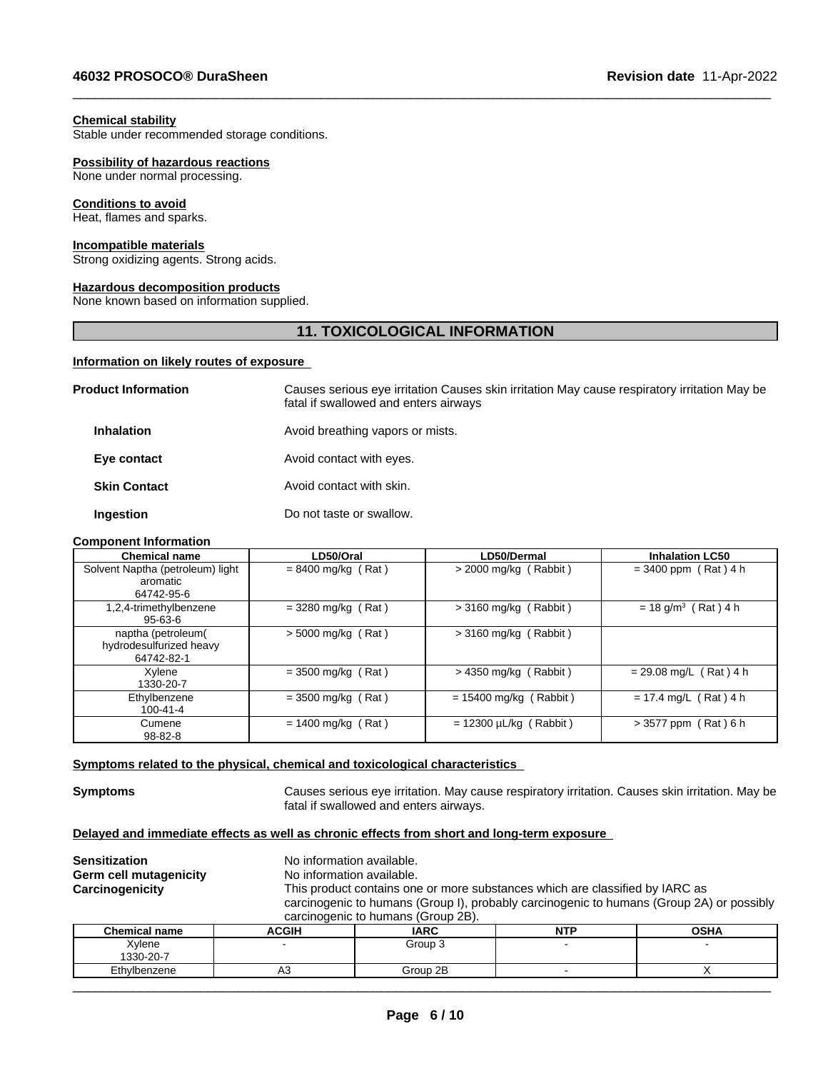**Chemical stability**
Stable under recommended storage conditions.

**Possibility of hazardous reactions**
None under normal processing.

**Conditions to avoid**
Heat, flames and sparks.

**Incompatible materials**
Strong oxidizing agents. Strong acids.

**Hazardous decomposition products**
None known based on information supplied.

## 11. TOXICOLOGICAL INFORMATION

**Information on likely routes of exposure**

**Product Information** — Causes serious eye irritation Causes skin irritation May cause respiratory irritation May be fatal if swallowed and enters airways

**Inhalation** — Avoid breathing vapors or mists.

**Eye contact** — Avoid contact with eyes.

**Skin Contact** — Avoid contact with skin.

**Ingestion** — Do not taste or swallow.

**Component Information**

| Chemical name | LD50/Oral | LD50/Dermal | Inhalation LC50 |
|---|---|---|---|
| Solvent Naptha (petroleum) light aromatic 64742-95-6 | = 8400 mg/kg ( Rat ) | > 2000 mg/kg ( Rabbit ) | = 3400 ppm ( Rat ) 4 h |
| 1,2,4-trimethylbenzene 95-63-6 | = 3280 mg/kg ( Rat ) | > 3160 mg/kg ( Rabbit ) | = 18 g/m$^3$ ( Rat ) 4 h |
| naptha (petroleum( hydrodesulfurized heavy 64742-82-1 | > 5000 mg/kg ( Rat ) | > 3160 mg/kg ( Rabbit ) | |
| Xylene 1330-20-7 | = 3500 mg/kg ( Rat ) | > 4350 mg/kg ( Rabbit ) | = 29.08 mg/L ( Rat ) 4 h |
| Ethylbenzene 100-41-4 | = 3500 mg/kg ( Rat ) | = 15400 mg/kg ( Rabbit ) | = 17.4 mg/L ( Rat ) 4 h |
| Cumene 98-82-8 | = 1400 mg/kg ( Rat ) | = 12300 µL/kg ( Rabbit ) | > 3577 ppm ( Rat ) 6 h |

**Symptoms related to the physical, chemical and toxicological characteristics**

**Symptoms** — Causes serious eye irritation. May cause respiratory irritation. Causes skin irritation. May be fatal if swallowed and enters airways.

**Delayed and immediate effects as well as chronic effects from short and long-term exposure**

**Sensitization** — No information available.
**Germ cell mutagenicity** — No information available.
**Carcinogenicity** — This product contains one or more substances which are classified by IARC as carcinogenic to humans (Group I), probably carcinogenic to humans (Group 2A) or possibly carcinogenic to humans (Group 2B).

| Chemical name | ACGIH | IARC | NTP | OSHA |
|---|---|---|---|---|
| Xylene 1330-20-7 | - | Group 3 | - | - |
| Ethylbenzene | A3 | Group 2B | - | X |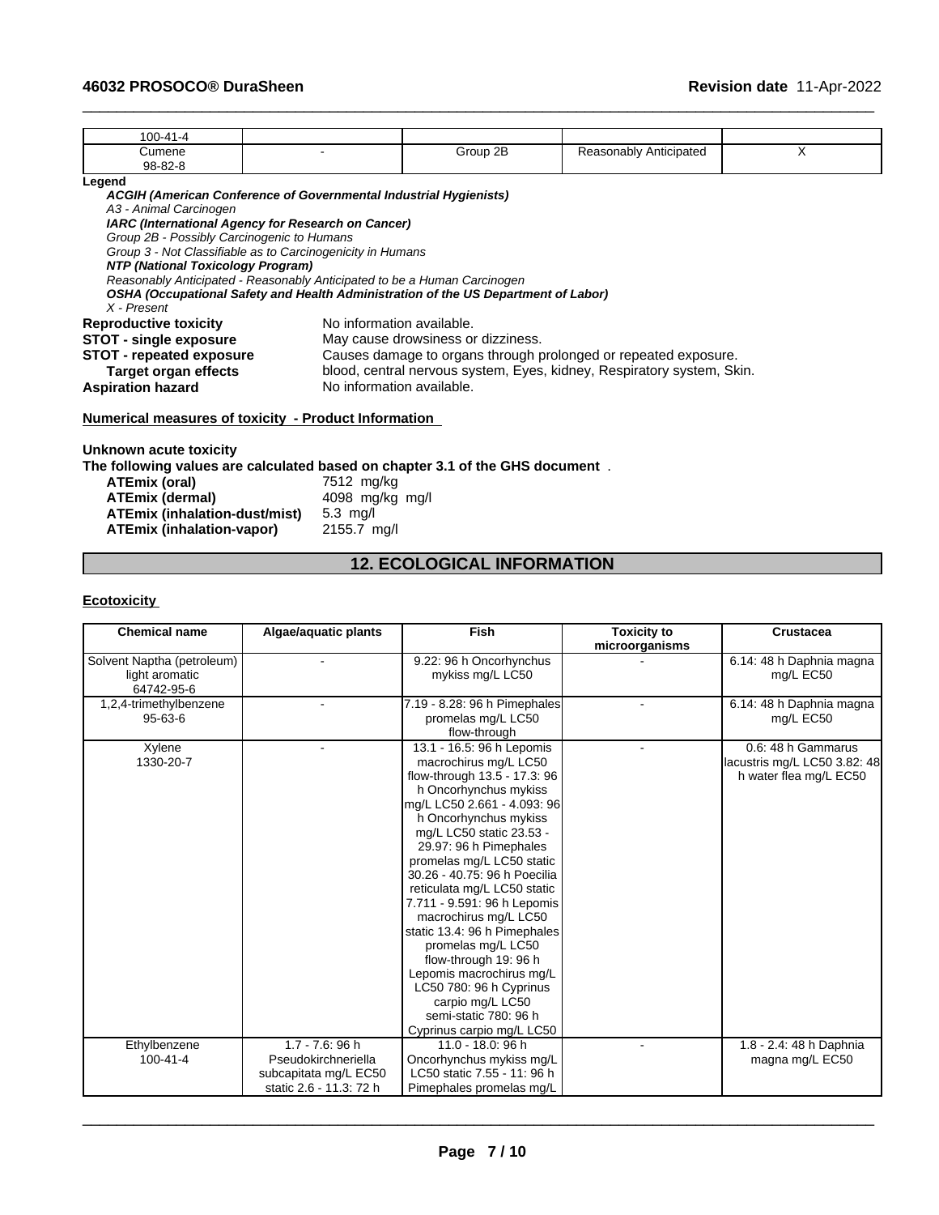| | | | | |
|---|---|---|---|---|
| 100-41-4 | | | | |
| Cumene<br>98-82-8 | - | Group 2B | Reasonably Anticipated | X |

**Legend**

***ACGIH (American Conference of Governmental Industrial Hygienists)***
*A3 - Animal Carcinogen*
***IARC (International Agency for Research on Cancer)***
*Group 2B - Possibly Carcinogenic to Humans*
*Group 3 - Not Classifiable as to Carcinogenicity in Humans*
***NTP (National Toxicology Program)***
*Reasonably Anticipated - Reasonably Anticipated to be a Human Carcinogen*
***OSHA (Occupational Safety and Health Administration of the US Department of Labor)***
*X - Present*

**Reproductive toxicity** No information available.
**STOT - single exposure** May cause drowsiness or dizziness.
**STOT - repeated exposure** Causes damage to organs through prolonged or repeated exposure.
**Target organ effects** blood, central nervous system, Eyes, kidney, Respiratory system, Skin.
**Aspiration hazard** No information available.

**Numerical measures of toxicity - Product Information**

**Unknown acute toxicity**
**The following values are calculated based on chapter 3.1 of the GHS document** .

| | |
|---|---|
| **ATEmix (oral)** | 7512 mg/kg |
| **ATEmix (dermal)** | 4098 mg/kg mg/l |
| **ATEmix (inhalation-dust/mist)** | 5.3 mg/l |
| **ATEmix (inhalation-vapor)** | 2155.7 mg/l |

## 12. ECOLOGICAL INFORMATION

**Ecotoxicity**

| Chemical name | Algae/aquatic plants | Fish | Toxicity to microorganisms | Crustacea |
|---|---|---|---|---|
| Solvent Naptha (petroleum) light aromatic<br>64742-95-6 | - | 9.22: 96 h Oncorhynchus mykiss mg/L LC50 | - | 6.14: 48 h Daphnia magna mg/L EC50 |
| 1,2,4-trimethylbenzene<br>95-63-6 | - | 7.19 - 8.28: 96 h Pimephales promelas mg/L LC50 flow-through | - | 6.14: 48 h Daphnia magna mg/L EC50 |
| Xylene<br>1330-20-7 | - | 13.1 - 16.5: 96 h Lepomis macrochirus mg/L LC50 flow-through 13.5 - 17.3: 96 h Oncorhynchus mykiss mg/L LC50 2.661 - 4.093: 96 h Oncorhynchus mykiss mg/L LC50 static 23.53 - 29.97: 96 h Pimephales promelas mg/L LC50 static 30.26 - 40.75: 96 h Poecilia reticulata mg/L LC50 static 7.711 - 9.591: 96 h Lepomis macrochirus mg/L LC50 static 13.4: 96 h Pimephales promelas mg/L LC50 flow-through 19: 96 h Lepomis macrochirus mg/L LC50 780: 96 h Cyprinus carpio mg/L LC50 semi-static 780: 96 h Cyprinus carpio mg/L LC50 | - | 0.6: 48 h Gammarus lacustris mg/L LC50 3.82: 48 h water flea mg/L EC50 |
| Ethylbenzene<br>100-41-4 | 1.7 - 7.6: 96 h Pseudokirchneriella subcapitata mg/L EC50 static 2.6 - 11.3: 72 h | 11.0 - 18.0: 96 h Oncorhynchus mykiss mg/L LC50 static 7.55 - 11: 96 h Pimephales promelas mg/L | - | 1.8 - 2.4: 48 h Daphnia magna mg/L EC50 |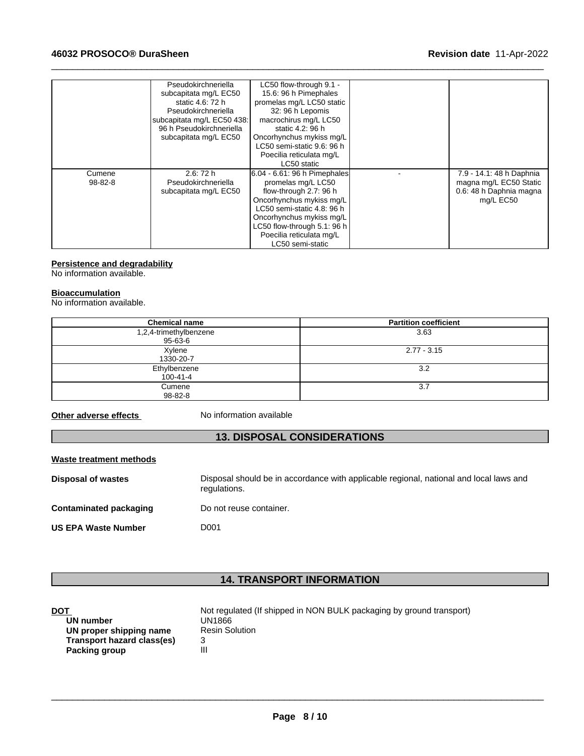| | | | | |
|---|---|---|---|---|
| | Pseudokirchneriella subcapitata mg/L EC50 static 4.6: 72 h Pseudokirchneriella subcapitata mg/L EC50 438: 96 h Pseudokirchneriella subcapitata mg/L EC50 | LC50 flow-through 9.1 - 15.6: 96 h Pimephales promelas mg/L LC50 static 32: 96 h Lepomis macrochirus mg/L LC50 static 4.2: 96 h Oncorhynchus mykiss mg/L LC50 semi-static 9.6: 96 h Poecilia reticulata mg/L LC50 static | | |
| Cumene 98-82-8 | 2.6: 72 h Pseudokirchneriella subcapitata mg/L EC50 | 6.04 - 6.61: 96 h Pimephales promelas mg/L LC50 flow-through 2.7: 96 h Oncorhynchus mykiss mg/L LC50 semi-static 4.8: 96 h Oncorhynchus mykiss mg/L LC50 flow-through 5.1: 96 h Poecilia reticulata mg/L LC50 semi-static | - | 7.9 - 14.1: 48 h Daphnia magna mg/L EC50 Static 0.6: 48 h Daphnia magna mg/L EC50 |

**Persistence and degradability**
No information available.

**Bioaccumulation**
No information available.

| Chemical name | Partition coefficient |
|---|---|
| 1,2,4-trimethylbenzene 95-63-6 | 3.63 |
| Xylene 1330-20-7 | 2.77 - 3.15 |
| Ethylbenzene 100-41-4 | 3.2 |
| Cumene 98-82-8 | 3.7 |

**Other adverse effects** No information available

## 13. DISPOSAL CONSIDERATIONS

**Waste treatment methods**

**Disposal of wastes** Disposal should be in accordance with applicable regional, national and local laws and regulations.

**Contaminated packaging** Do not reuse container.

**US EPA Waste Number** D001

## 14. TRANSPORT INFORMATION

**DOT** Not regulated (If shipped in NON BULK packaging by ground transport)
**UN number** UN1866
**UN proper shipping name** Resin Solution
**Transport hazard class(es)** 3
**Packing group** III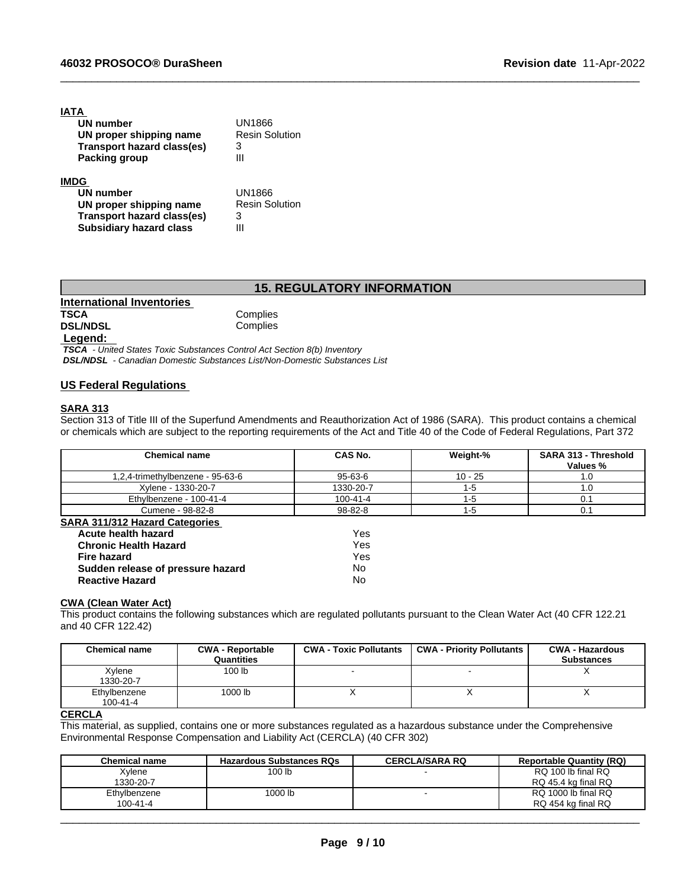**IATA**

| | |
|---|---|
| **UN number** | UN1866 |
| **UN proper shipping name** | Resin Solution |
| **Transport hazard class(es)** | 3 |
| **Packing group** | III |

**IMDG**

| | |
|---|---|
| **UN number** | UN1866 |
| **UN proper shipping name** | Resin Solution |
| **Transport hazard class(es)** | 3 |
| **Subsidiary hazard class** | III |

## 15. REGULATORY INFORMATION

**International Inventories**

| | |
|---|---|
| **TSCA** | Complies |
| **DSL/NDSL** | Complies |

**Legend:**

***TSCA*** *- United States Toxic Substances Control Act Section 8(b) Inventory*
***DSL/NDSL*** *- Canadian Domestic Substances List/Non-Domestic Substances List*

**US Federal Regulations**

**SARA 313**

Section 313 of Title III of the Superfund Amendments and Reauthorization Act of 1986 (SARA). This product contains a chemical or chemicals which are subject to the reporting requirements of the Act and Title 40 of the Code of Federal Regulations, Part 372

| Chemical name | CAS No. | Weight-% | SARA 313 - Threshold Values % |
|---|---|---|---|
| 1,2,4-trimethylbenzene - 95-63-6 | 95-63-6 | 10 - 25 | 1.0 |
| Xylene - 1330-20-7 | 1330-20-7 | 1-5 | 1.0 |
| Ethylbenzene - 100-41-4 | 100-41-4 | 1-5 | 0.1 |
| Cumene - 98-82-8 | 98-82-8 | 1-5 | 0.1 |

**SARA 311/312 Hazard Categories**

| | |
|---|---|
| **Acute health hazard** | Yes |
| **Chronic Health Hazard** | Yes |
| **Fire hazard** | Yes |
| **Sudden release of pressure hazard** | No |
| **Reactive Hazard** | No |

**CWA (Clean Water Act)**

This product contains the following substances which are regulated pollutants pursuant to the Clean Water Act (40 CFR 122.21 and 40 CFR 122.42)

| Chemical name | CWA - Reportable Quantities | CWA - Toxic Pollutants | CWA - Priority Pollutants | CWA - Hazardous Substances |
|---|---|---|---|---|
| Xylene 1330-20-7 | 100 lb | - | - | X |
| Ethylbenzene 100-41-4 | 1000 lb | X | X | X |

**CERCLA**

This material, as supplied, contains one or more substances regulated as a hazardous substance under the Comprehensive Environmental Response Compensation and Liability Act (CERCLA) (40 CFR 302)

| Chemical name | Hazardous Substances RQs | CERCLA/SARA RQ | Reportable Quantity (RQ) |
|---|---|---|---|
| Xylene 1330-20-7 | 100 lb | - | RQ 100 lb final RQ RQ 45.4 kg final RQ |
| Ethylbenzene 100-41-4 | 1000 lb | - | RQ 1000 lb final RQ RQ 454 kg final RQ |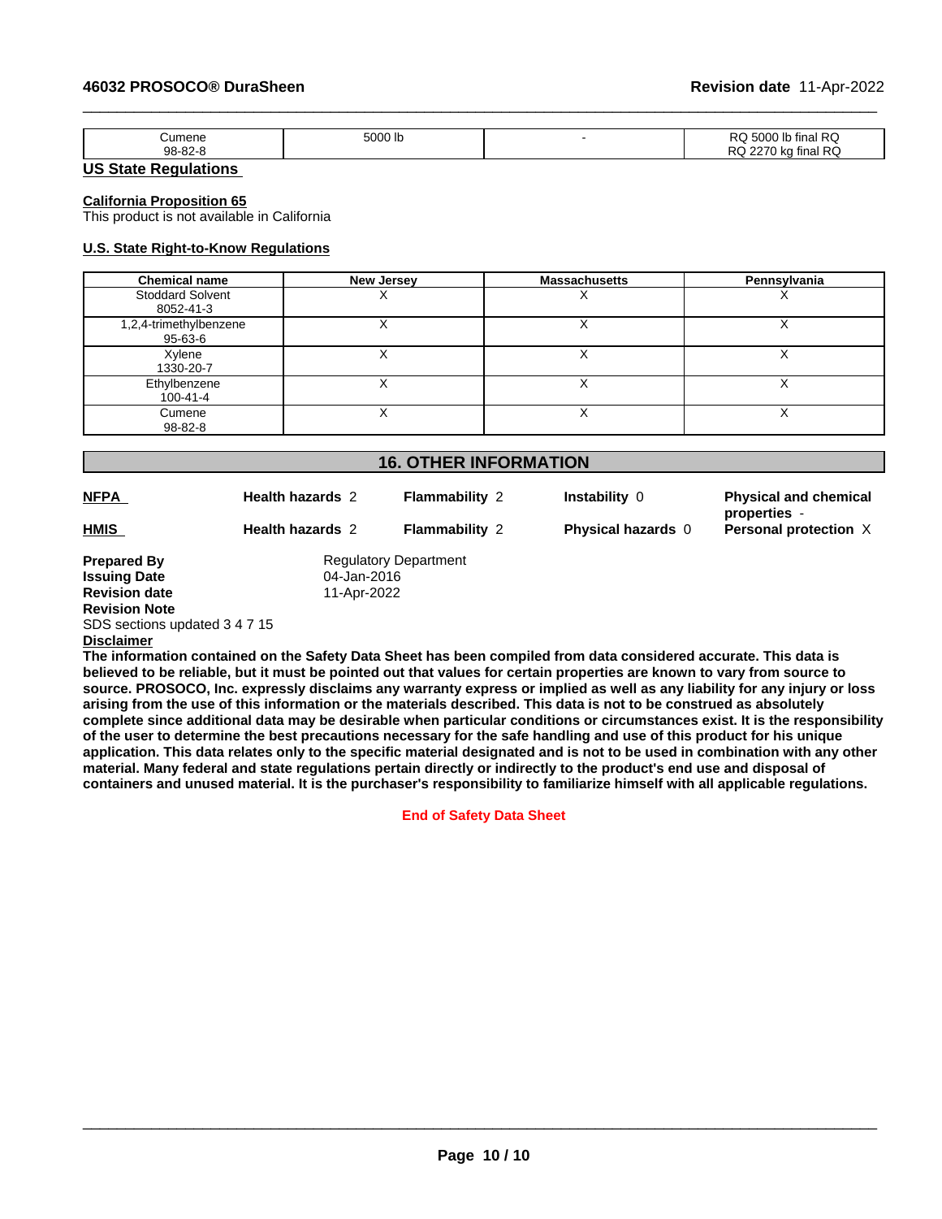| | | | |
|---|---|---|---|
| Cumene<br>98-82-8 | 5000 lb | - | RQ 5000 lb final RQ<br>RQ 2270 kg final RQ |

**US State Regulations**

**California Proposition 65**

This product is not available in California

**U.S. State Right-to-Know Regulations**

| Chemical name | New Jersey | Massachusetts | Pennsylvania |
|---|---|---|---|
| Stoddard Solvent<br>8052-41-3 | X | X | X |
| 1,2,4-trimethylbenzene<br>95-63-6 | X | X | X |
| Xylene<br>1330-20-7 | X | X | X |
| Ethylbenzene<br>100-41-4 | X | X | X |
| Cumene<br>98-82-8 | X | X | X |

## 16. OTHER INFORMATION

| | | | | |
|---|---|---|---|---|
| **NFPA** | **Health hazards** 2 | **Flammability** 2 | **Instability** 0 | **Physical and chemical properties** - |
| **HMIS** | **Health hazards** 2 | **Flammability** 2 | **Physical hazards** 0 | **Personal protection** X |

**Prepared By** Regulatory Department
**Issuing Date** 04-Jan-2016
**Revision date** 11-Apr-2022
**Revision Note**
SDS sections updated 3 4 7 15

**Disclaimer**

**The information contained on the Safety Data Sheet has been compiled from data considered accurate. This data is believed to be reliable, but it must be pointed out that values for certain properties are known to vary from source to source. PROSOCO, Inc. expressly disclaims any warranty express or implied as well as any liability for any injury or loss arising from the use of this information or the materials described. This data is not to be construed as absolutely complete since additional data may be desirable when particular conditions or circumstances exist. It is the responsibility of the user to determine the best precautions necessary for the safe handling and use of this product for his unique application. This data relates only to the specific material designated and is not to be used in combination with any other material. Many federal and state regulations pertain directly or indirectly to the product's end use and disposal of containers and unused material. It is the purchaser's responsibility to familiarize himself with all applicable regulations.**

**End of Safety Data Sheet**